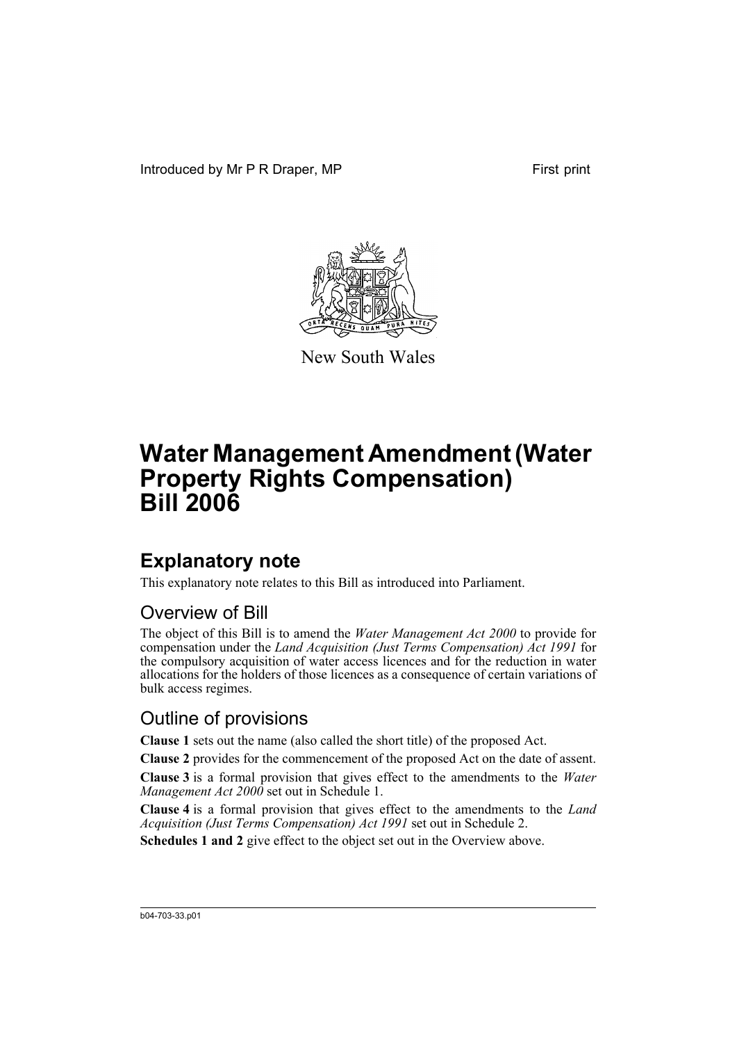Introduced by Mr P R Draper, MP

First print

New South Wales

# Water Management Amendment (Water Property Rights Compensation) Bill 2006

## Explanatory note

This explanatory note relates to this Bill as introduced into Parliament.

### Overview of Bill

The object of this Bill is to amend the *Water Management Act 2000* to provide for compensation under the *Land Acquisition (Just Terms Compensation) Act 1991* for the compulsory acquisition of water access licences and for the reduction in water allocations for the holders of those licences as a consequence of certain variations of bulk access regimes.

### Outline of provisions

**Clause 1** sets out the name (also called the short title) of the proposed Act.

**Clause 2** provides for the commencement of the proposed Act on the date of assent.

**Clause 3** is a formal provision that gives effect to the amendments to the *Water Management Act 2000* set out in Schedule 1.

**Clause 4** is a formal provision that gives effect to the amendments to the *Land Acquisition (Just Terms Compensation) Act 1991* set out in Schedule 2.

**Schedules 1 and 2** give effect to the object set out in the Overview above.

b04-703-33.p01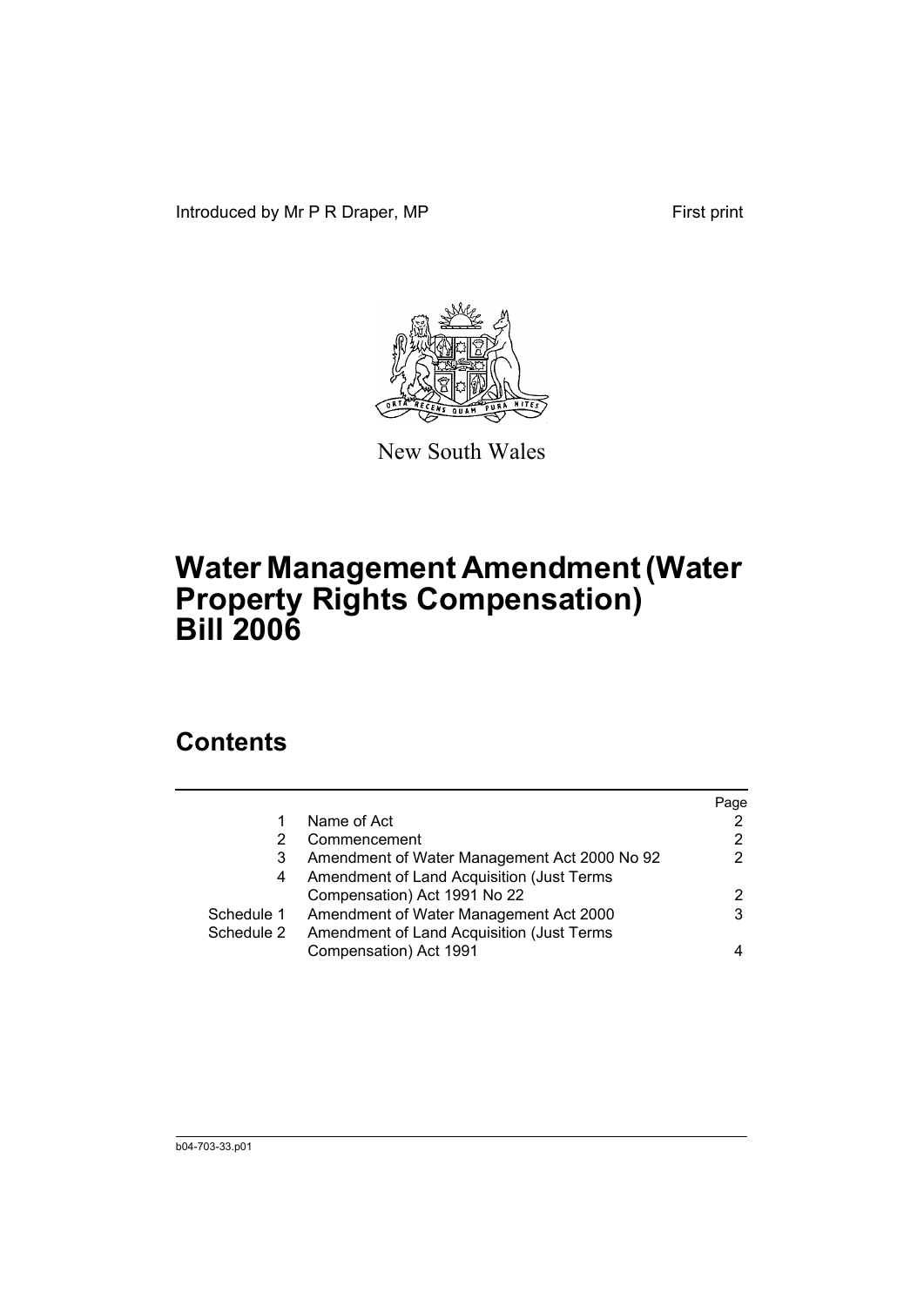Introduced by Mr P R Draper, MP

First print

New South Wales

# Water Management Amendment (Water Property Rights Compensation) Bill 2006

## Contents

| | | Page |
|---|---|---|
| 1 | Name of Act | 2 |
| 2 | Commencement | 2 |
| 3 | Amendment of Water Management Act 2000 No 92 | 2 |
| 4 | Amendment of Land Acquisition (Just Terms Compensation) Act 1991 No 22 | 2 |
| Schedule 1 | Amendment of Water Management Act 2000 | 3 |
| Schedule 2 | Amendment of Land Acquisition (Just Terms Compensation) Act 1991 | 4 |

b04-703-33.p01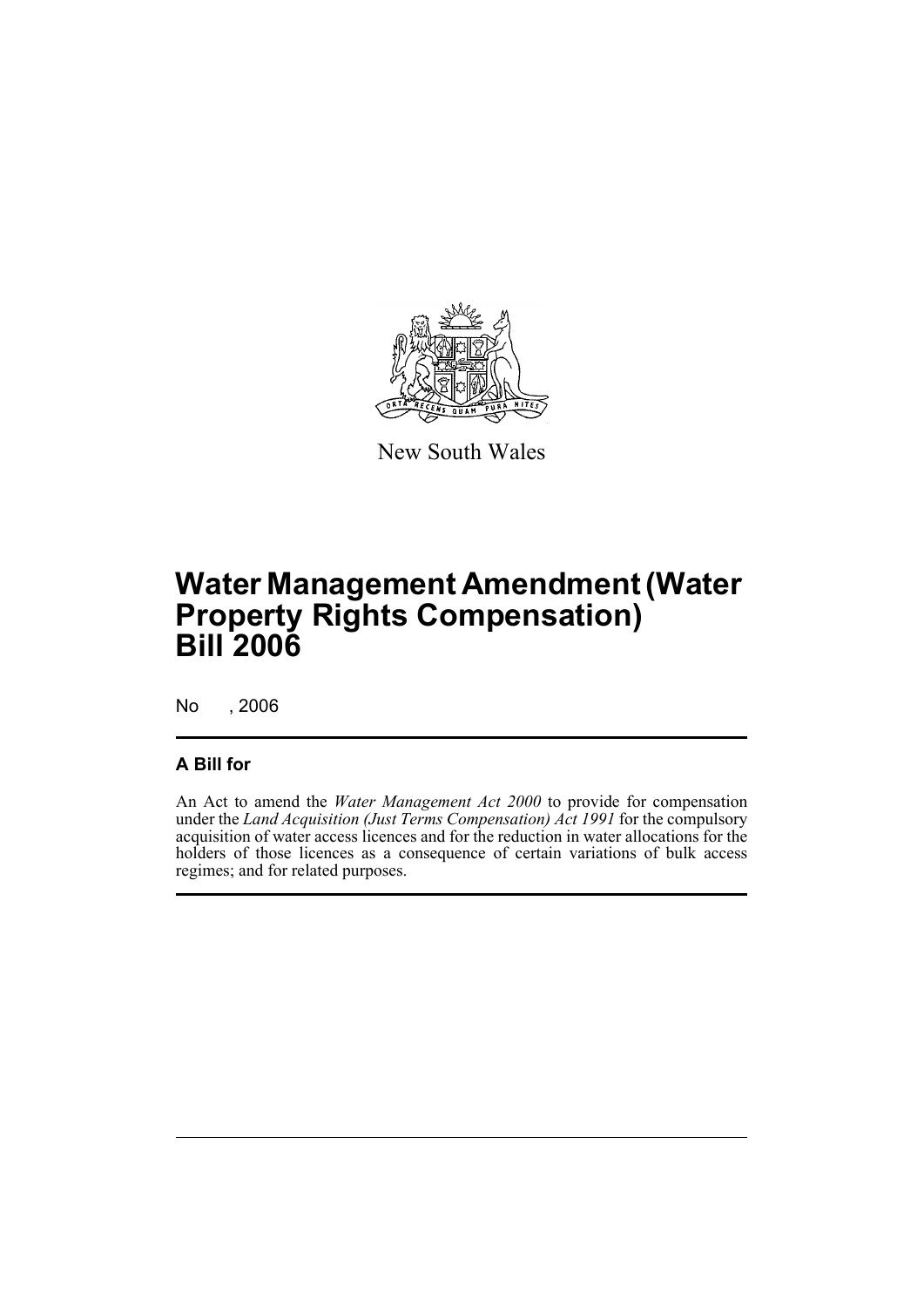New South Wales

# Water Management Amendment (Water Property Rights Compensation) Bill 2006

No , 2006

## A Bill for

An Act to amend the *Water Management Act 2000* to provide for compensation under the *Land Acquisition (Just Terms Compensation) Act 1991* for the compulsory acquisition of water access licences and for the reduction in water allocations for the holders of those licences as a consequence of certain variations of bulk access regimes; and for related purposes.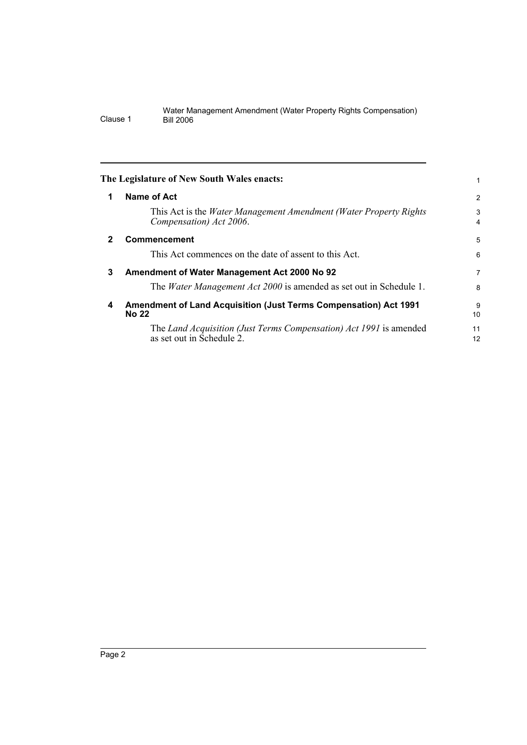**The Legislature of New South Wales enacts:**

## 1 Name of Act

This Act is the *Water Management Amendment (Water Property Rights Compensation) Act 2006*.

## 2 Commencement

This Act commences on the date of assent to this Act.

## 3 Amendment of Water Management Act 2000 No 92

The *Water Management Act 2000* is amended as set out in Schedule 1.

## 4 Amendment of Land Acquisition (Just Terms Compensation) Act 1991 No 22

The *Land Acquisition (Just Terms Compensation) Act 1991* is amended as set out in Schedule 2.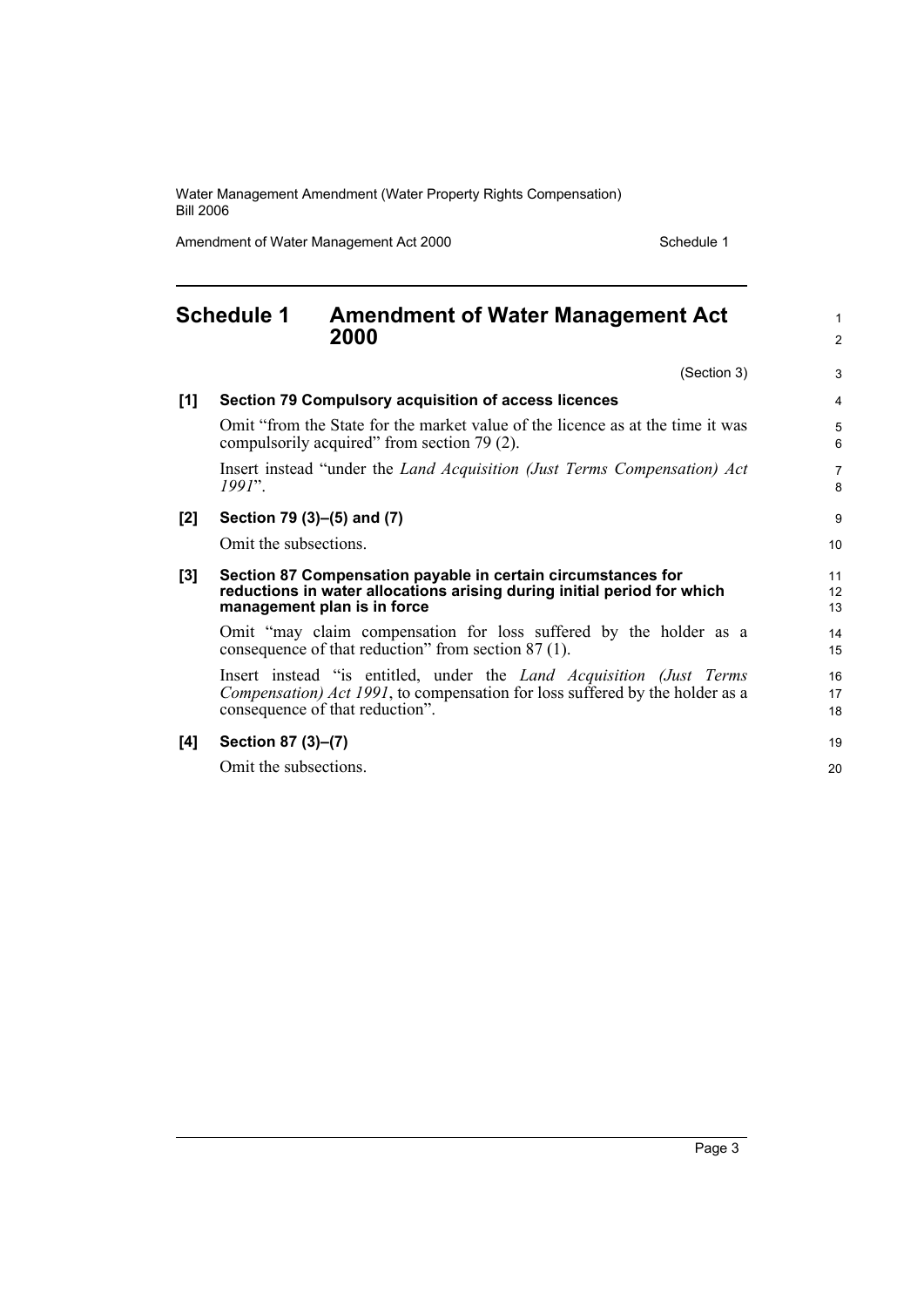## Schedule 1 Amendment of Water Management Act 2000

(Section 3)

**[1] Section 79 Compulsory acquisition of access licences**

Omit "from the State for the market value of the licence as at the time it was compulsorily acquired" from section 79 (2).

Insert instead "under the *Land Acquisition (Just Terms Compensation) Act 1991*".

**[2] Section 79 (3)–(5) and (7)**

Omit the subsections.

**[3] Section 87 Compensation payable in certain circumstances for reductions in water allocations arising during initial period for which management plan is in force**

Omit "may claim compensation for loss suffered by the holder as a consequence of that reduction" from section 87 (1).

Insert instead "is entitled, under the *Land Acquisition (Just Terms Compensation) Act 1991*, to compensation for loss suffered by the holder as a consequence of that reduction".

**[4] Section 87 (3)–(7)**

Omit the subsections.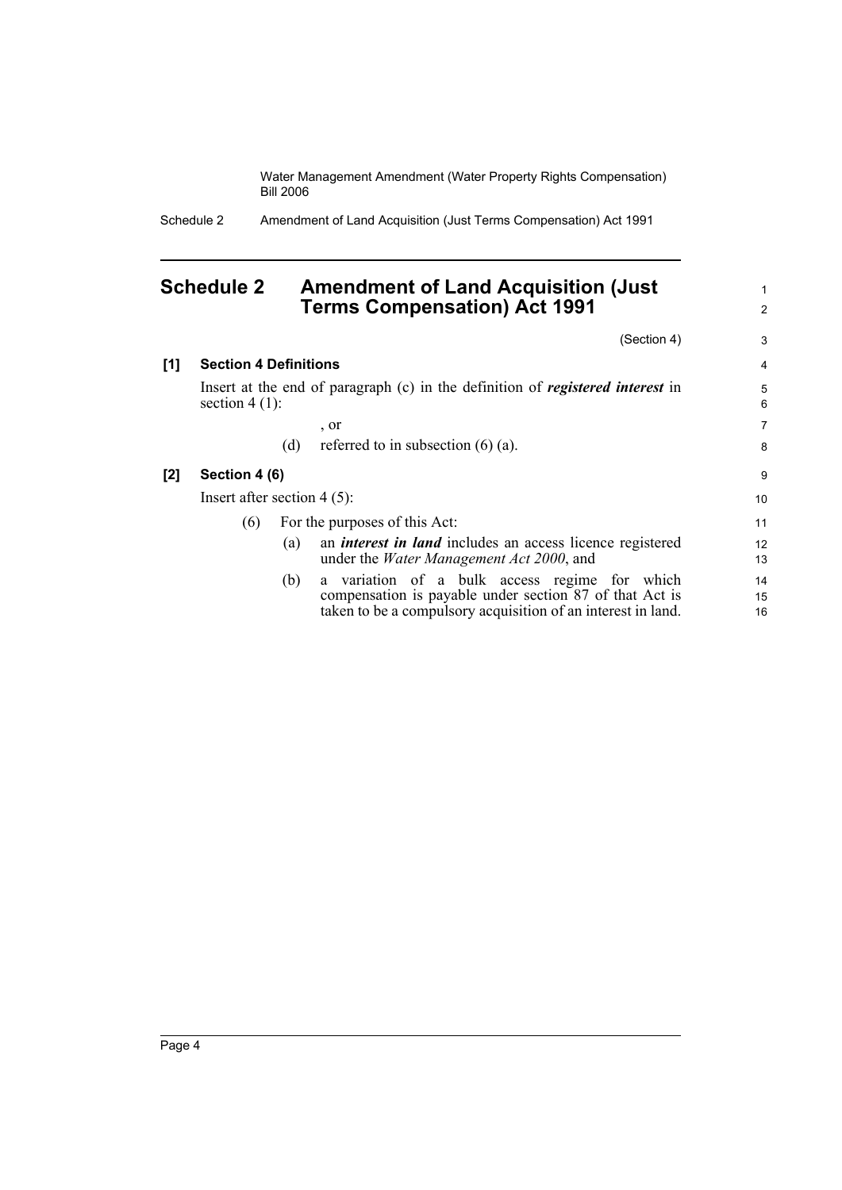## Schedule 2 Amendment of Land Acquisition (Just Terms Compensation) Act 1991

(Section 4)

**[1] Section 4 Definitions**

Insert at the end of paragraph (c) in the definition of ***registered interest*** in section 4 (1):

, or

(d) referred to in subsection (6) (a).

**[2] Section 4 (6)**

Insert after section 4 (5):

(6) For the purposes of this Act:

(a) an ***interest in land*** includes an access licence registered under the *Water Management Act 2000*, and

(b) a variation of a bulk access regime for which compensation is payable under section 87 of that Act is taken to be a compulsory acquisition of an interest in land.